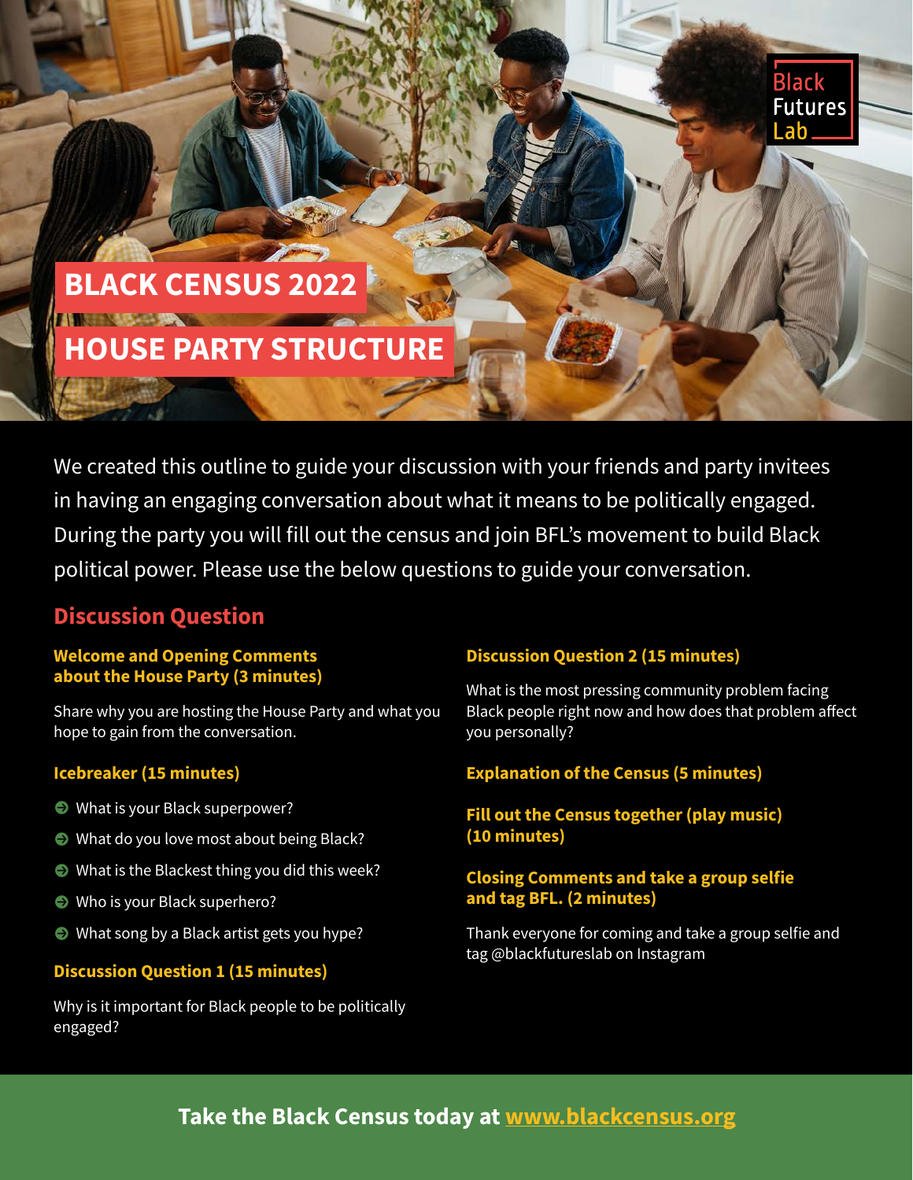Black Futures Lab

# BLACK CENSUS 2022

# HOUSE PARTY STRUCTURE

We created this outline to guide your discussion with your friends and party invitees in having an engaging conversation about what it means to be politically engaged. During the party you will fill out the census and join BFL's movement to build Black political power. Please use the below questions to guide your conversation.

## Discussion Question

### Welcome and Opening Comments about the House Party (3 minutes)

Share why you are hosting the House Party and what you hope to gain from the conversation.

### Icebreaker (15 minutes)

- What is your Black superpower?
- What do you love most about being Black?
- What is the Blackest thing you did this week?
- Who is your Black superhero?
- What song by a Black artist gets you hype?

### Discussion Question 1 (15 minutes)

Why is it important for Black people to be politically engaged?

### Discussion Question 2 (15 minutes)

What is the most pressing community problem facing Black people right now and how does that problem affect you personally?

### Explanation of the Census (5 minutes)

### Fill out the Census together (play music) (10 minutes)

### Closing Comments and take a group selfie and tag BFL. (2 minutes)

Thank everyone for coming and take a group selfie and tag @blackfutureslab on Instagram

**Take the Black Census today at www.blackcensus.org**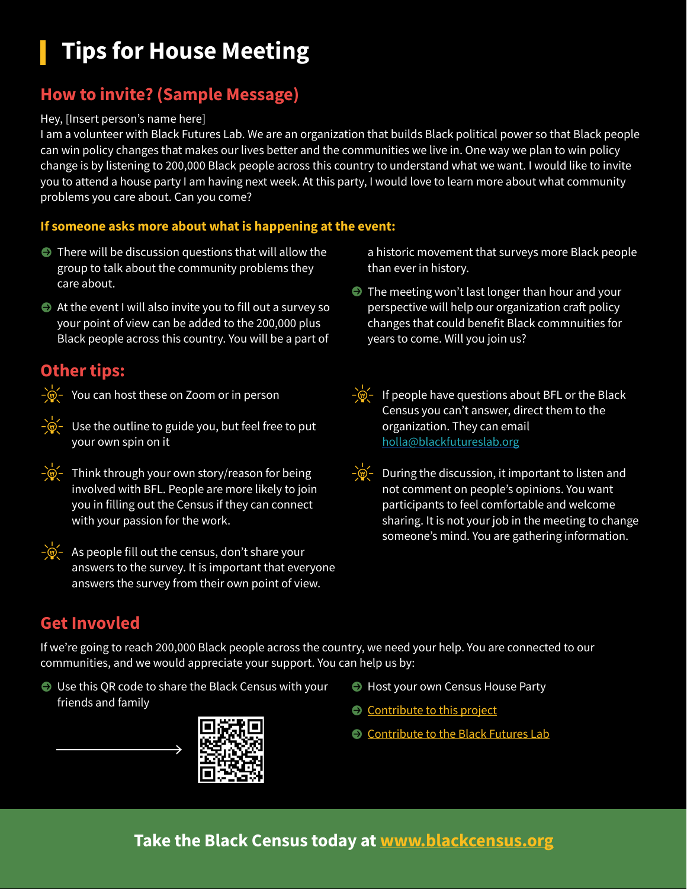# Tips for House Meeting

## How to invite? (Sample Message)

Hey, [Insert person's name here]
I am a volunteer with Black Futures Lab. We are an organization that builds Black political power so that Black people can win policy changes that makes our lives better and the communities we live in. One way we plan to win policy change is by listening to 200,000 Black people across this country to understand what we want. I would like to invite you to attend a house party I am having next week. At this party, I would love to learn more about what community problems you care about. Can you come?

### If someone asks more about what is happening at the event:

- There will be discussion questions that will allow the group to talk about the community problems they care about.
- At the event I will also invite you to fill out a survey so your point of view can be added to the 200,000 plus Black people across this country. You will be a part of a historic movement that surveys more Black people than ever in history.
- The meeting won't last longer than hour and your perspective will help our organization craft policy changes that could benefit Black commnunities for years to come. Will you join us?

## Other tips:

- You can host these on Zoom or in person
- Use the outline to guide you, but feel free to put your own spin on it
- Think through your own story/reason for being involved with BFL. People are more likely to join you in filling out the Census if they can connect with your passion for the work.
- As people fill out the census, don't share your answers to the survey. It is important that everyone answers the survey from their own point of view.
- If people have questions about BFL or the Black Census you can't answer, direct them to the organization. They can email holla@blackfutureslab.org
- During the discussion, it important to listen and not comment on people's opinions. You want participants to feel comfortable and welcome sharing. It is not your job in the meeting to change someone's mind. You are gathering information.

## Get Invovled

If we're going to reach 200,000 Black people across the country, we need your help. You are connected to our communities, and we would appreciate your support. You can help us by:

- Use this QR code to share the Black Census with your friends and family
- Host your own Census House Party
- Contribute to this project
- Contribute to the Black Futures Lab

**Take the Black Census today at www.blackcensus.org**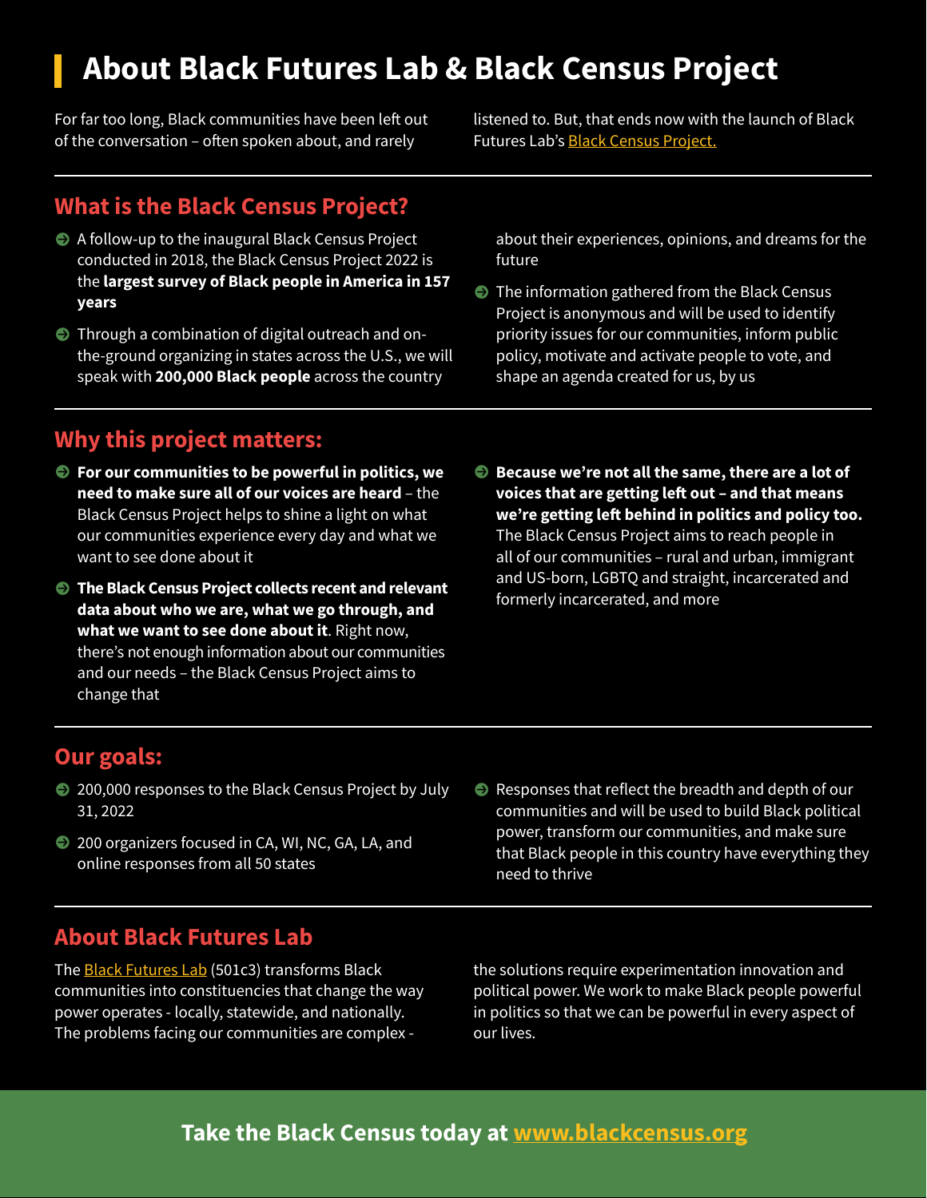# About Black Futures Lab & Black Census Project

For far too long, Black communities have been left out of the conversation – often spoken about, and rarely listened to. But, that ends now with the launch of Black Futures Lab's Black Census Project.

## What is the Black Census Project?

- A follow-up to the inaugural Black Census Project conducted in 2018, the Black Census Project 2022 is the **largest survey of Black people in America in 157 years**
- Through a combination of digital outreach and on-the-ground organizing in states across the U.S., we will speak with **200,000 Black people** across the country about their experiences, opinions, and dreams for the future
- The information gathered from the Black Census Project is anonymous and will be used to identify priority issues for our communities, inform public policy, motivate and activate people to vote, and shape an agenda created for us, by us

## Why this project matters:

- **For our communities to be powerful in politics, we need to make sure all of our voices are heard** – the Black Census Project helps to shine a light on what our communities experience every day and what we want to see done about it
- **The Black Census Project collects recent and relevant data about who we are, what we go through, and what we want to see done about it**. Right now, there's not enough information about our communities and our needs – the Black Census Project aims to change that
- **Because we're not all the same, there are a lot of voices that are getting left out – and that means we're getting left behind in politics and policy too.** The Black Census Project aims to reach people in all of our communities – rural and urban, immigrant and US-born, LGBTQ and straight, incarcerated and formerly incarcerated, and more

## Our goals:

- 200,000 responses to the Black Census Project by July 31, 2022
- 200 organizers focused in CA, WI, NC, GA, LA, and online responses from all 50 states
- Responses that reflect the breadth and depth of our communities and will be used to build Black political power, transform our communities, and make sure that Black people in this country have everything they need to thrive

## About Black Futures Lab

The Black Futures Lab (501c3) transforms Black communities into constituencies that change the way power operates - locally, statewide, and nationally. The problems facing our communities are complex - the solutions require experimentation innovation and political power. We work to make Black people powerful in politics so that we can be powerful in every aspect of our lives.

**Take the Black Census today at www.blackcensus.org**